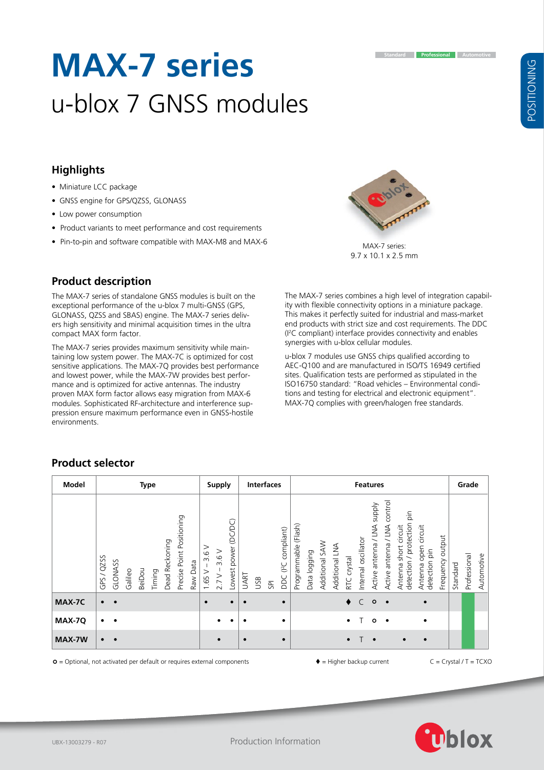# MAX-7 series

## u-blox 7 GNSS modules

Standard | Professional | Automotive

POSITIONING

## Highlights

- Miniature LCC package
- GNSS engine for GPS/QZSS, GLONASS
- Low power consumption
- Product variants to meet performance and cost requirements
- Pin-to-pin and software compatible with MAX-M8 and MAX-6

MAX-7 series:
9.7 x 10.1 x 2.5 mm

## Product description

The MAX-7 series of standalone GNSS modules is built on the exceptional performance of the u-blox 7 multi-GNSS (GPS, GLONASS, QZSS and SBAS) engine. The MAX-7 series delivers high sensitivity and minimal acquisition times in the ultra compact MAX form factor.

The MAX-7 series provides maximum sensitivity while maintaining low system power. The MAX-7C is optimized for cost sensitive applications. The MAX-7Q provides best performance and lowest power, while the MAX-7W provides best performance and is optimized for active antennas. The industry proven MAX form factor allows easy migration from MAX-6 modules. Sophisticated RF-architecture and interference suppression ensure maximum performance even in GNSS-hostile environments.

The MAX-7 series combines a high level of integration capability with flexible connectivity options in a miniature package. This makes it perfectly suited for industrial and mass-market end products with strict size and cost requirements. The DDC (I²C compliant) interface provides connectivity and enables synergies with u-blox cellular modules.

u-blox 7 modules use GNSS chips qualified according to AEC-Q100 and are manufactured in ISO/TS 16949 certified sites. Qualification tests are performed as stipulated in the ISO16750 standard: "Road vehicles – Environmental conditions and testing for electrical and electronic equipment". MAX-7Q complies with green/halogen free standards.

## Product selector

| Model | Type | | | | | | | | Supply | | | Interfaces | | | | Features | | | | | | | | | | | Grade | | |
|---|---|---|---|---|---|---|---|---|---|---|---|---|---|---|---|---|---|---|---|---|---|---|---|---|---|---|---|---|---|
| | GPS / QZSS | GLONASS | Galileo | BeiDou | Timing | Dead Reckoning | Precise Point Positioning | Raw Data | 1.65 V – 3.6 V | 2.7 V – 3.6 V | Lowest power (DC/DC) | UART | USB | SPI | DDC (I²C compliant) | Programmable (Flash) | Data logging | Additional SAW | Additional LNA | RTC crystal | Internal oscillator | Active antenna / LNA supply | Active antenna / LNA control | Antenna short circuit detection / protection pin | Antenna open circuit detection pin | Frequency output | Standard | Professional | Automotive |
| **MAX-7C** | • | • | | | | | | | • | | • | • | | | • | | | | | ♦ | C | o | • | | • | | | • | |
| **MAX-7Q** | • | • | | | | | | | | • | • | • | | | • | | | | | • | T | o | • | | • | | | • | |
| **MAX-7W** | • | • | | | | | | | | • | | • | | | • | | | | | • | T | • | | • | • | | | • | |

o = Optional, not activated per default or requires external components ♦ = Higher backup current C = Crystal / T = TCXO

UBX-13003279 - R07

Production Information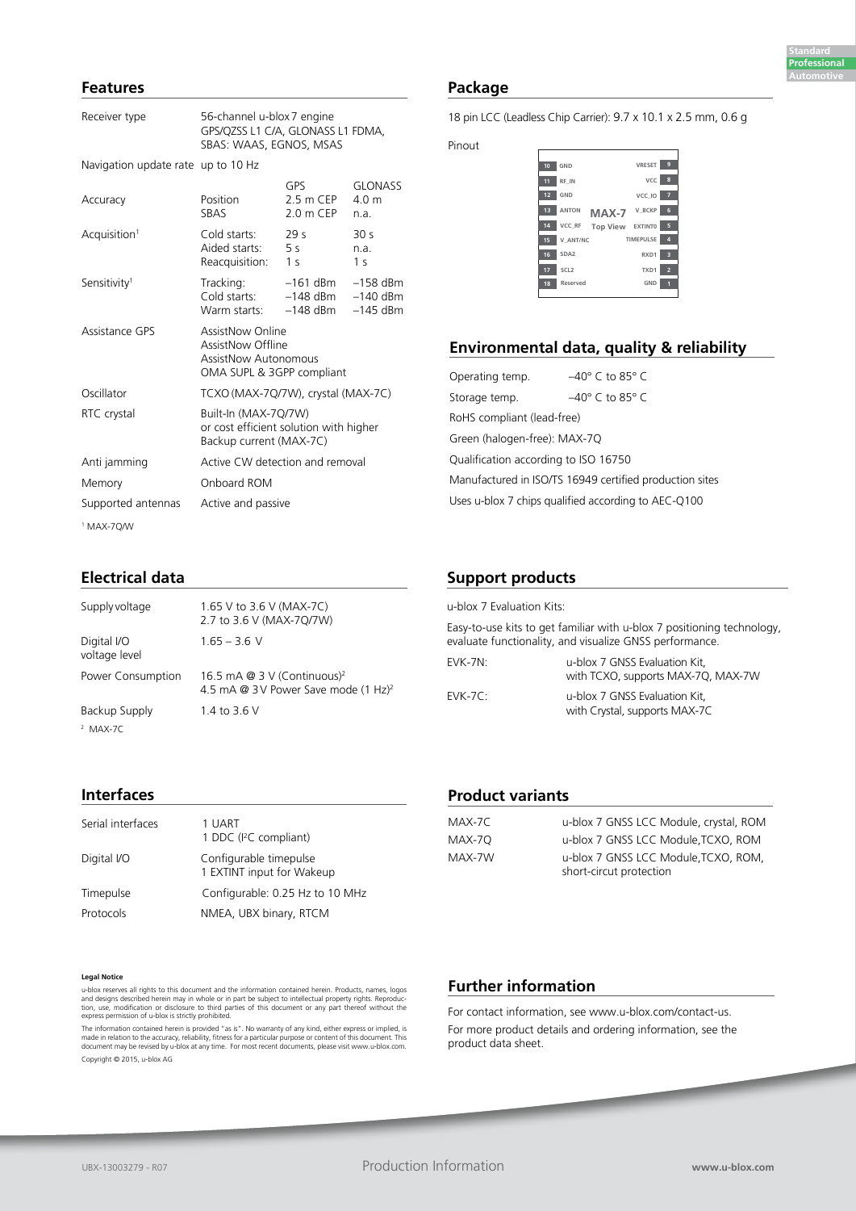## Features

| | | | |
|---|---|---|---|
| Receiver type | 56-channel u-blox 7 engine GPS/QZSS L1 C/A, GLONASS L1 FDMA, SBAS: WAAS, EGNOS, MSAS | | |
| Navigation update rate | up to 10 Hz | | |
| | | GPS | GLONASS |
| Accuracy | Position | 2.5 m CEP | 4.0 m |
| | SBAS | 2.0 m CEP | n.a. |
| Acquisition[1] | Cold starts: | 29 s | 30 s |
| | Aided starts: | 5 s | n.a. |
| | Reacquisition: | 1 s | 1 s |
| Sensitivity[1] | Tracking: | –161 dBm | –158 dBm |
| | Cold starts: | –148 dBm | –140 dBm |
| | Warm starts: | –148 dBm | –145 dBm |
| Assistance GPS | AssistNow Online AssistNow Offline AssistNow Autonomous OMA SUPL & 3GPP compliant | | |
| Oscillator | TCXO (MAX-7Q/7W), crystal (MAX-7C) | | |
| RTC crystal | Built-In (MAX-7Q/7W) or cost efficient solution with higher Backup current (MAX-7C) | | |
| Anti jamming | Active CW detection and removal | | |
| Memory | Onboard ROM | | |
| Supported antennas | Active and passive | | |

[1] MAX-7Q/W

## Electrical data

| | |
|---|---|
| Supply voltage | 1.65 V to 3.6 V (MAX-7C) 2.7 to 3.6 V (MAX-7Q/7W) |
| Digital I/O voltage level | 1.65 – 3.6 V |
| Power Consumption | 16.5 mA @ 3 V (Continuous)[2] 4.5 mA @ 3 V Power Save mode (1 Hz)[2] |
| Backup Supply | 1.4 to 3.6 V |

[2] MAX-7C

## Interfaces

| | |
|---|---|
| Serial interfaces | 1 UART 1 DDC (I²C compliant) |
| Digital I/O | Configurable timepulse 1 EXTINT input for Wakeup |
| Timepulse | Configurable: 0.25 Hz to 10 MHz |
| Protocols | NMEA, UBX binary, RTCM |

**Legal Notice**

u-blox reserves all rights to this document and the information contained herein. Products, names, logos and designs described herein may in whole or in part be subject to intellectual property rights. Reproduction, use, modification or disclosure to third parties of this document or any part thereof without the express permission of u-blox is strictly prohibited.

The information contained herein is provided "as is". No warranty of any kind, either express or implied, is made in relation to the accuracy, reliability, fitness for a particular purpose or content of this document. This document may be revised by u-blox at any time. For most recent documents, please visit www.u-blox.com.

Copyright © 2015, u-blox AG

## Package

18 pin LCC (Leadless Chip Carrier): 9.7 x 10.1 x 2.5 mm, 0.6 g

Pinout

MAX-7 Top View

| Pin | Name | Name | Pin |
|---|---|---|---|
| 10 | GND | VRESET | 9 |
| 11 | RF_IN | VCC | 8 |
| 12 | GND | VCC_IO | 7 |
| 13 | ANTON | V_BCKP | 6 |
| 14 | VCC_RF | EXTINT0 | 5 |
| 15 | V_ANT/NC | TIMEPULSE | 4 |
| 16 | SDA2 | RXD1 | 3 |
| 17 | SCL2 | TXD1 | 2 |
| 18 | Reserved | GND | 1 |

## Environmental data, quality & reliability

| | |
|---|---|
| Operating temp. | –40° C to 85° C |
| Storage temp. | –40° C to 85° C |

RoHS compliant (lead-free)

Green (halogen-free): MAX-7Q

Qualification according to ISO 16750

Manufactured in ISO/TS 16949 certified production sites

Uses u-blox 7 chips qualified according to AEC-Q100

## Support products

u-blox 7 Evaluation Kits:

Easy-to-use kits to get familiar with u-blox 7 positioning technology, evaluate functionality, and visualize GNSS performance.

| | |
|---|---|
| EVK-7N: | u-blox 7 GNSS Evaluation Kit, with TCXO, supports MAX-7Q, MAX-7W |
| EVK-7C: | u-blox 7 GNSS Evaluation Kit, with Crystal, supports MAX-7C |

## Product variants

| | |
|---|---|
| MAX-7C | u-blox 7 GNSS LCC Module, crystal, ROM |
| MAX-7Q | u-blox 7 GNSS LCC Module,TCXO, ROM |
| MAX-7W | u-blox 7 GNSS LCC Module,TCXO, ROM, short-circuit protection |

## Further information

For contact information, see www.u-blox.com/contact-us.

For more product details and ordering information, see the product data sheet.

UBX-13003279 - R07

Production Information